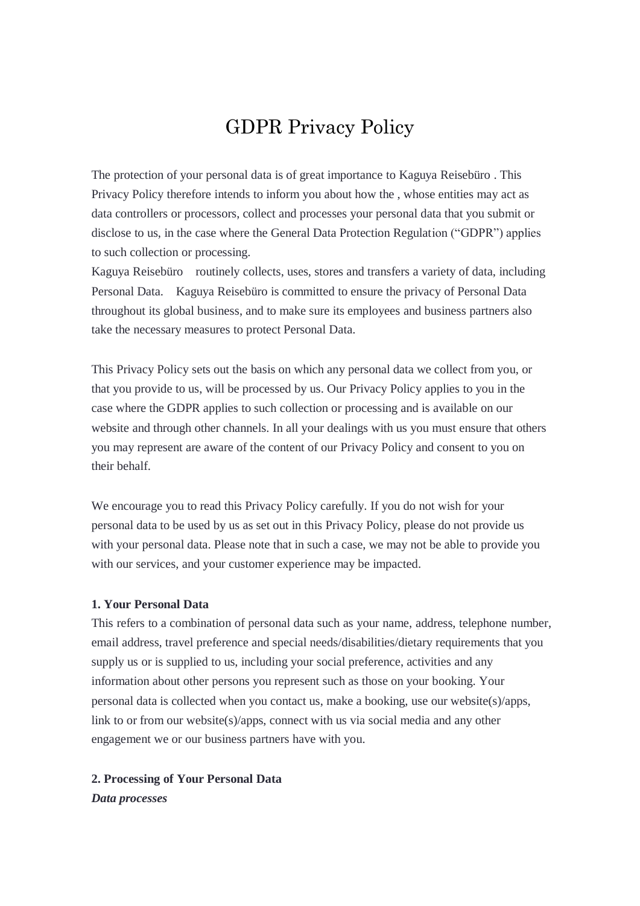# GDPR Privacy Policy

The protection of your personal data is of great importance to Kaguya Reisebüro . This Privacy Policy therefore intends to inform you about how the , whose entities may act as data controllers or processors, collect and processes your personal data that you submit or disclose to us, in the case where the General Data Protection Regulation ("GDPR") applies to such collection or processing.
Kaguya Reisebüro routinely collects, uses, stores and transfers a variety of data, including Personal Data. Kaguya Reisebüro is committed to ensure the privacy of Personal Data throughout its global business, and to make sure its employees and business partners also take the necessary measures to protect Personal Data.

This Privacy Policy sets out the basis on which any personal data we collect from you, or that you provide to us, will be processed by us. Our Privacy Policy applies to you in the case where the GDPR applies to such collection or processing and is available on our website and through other channels. In all your dealings with us you must ensure that others you may represent are aware of the content of our Privacy Policy and consent to you on their behalf.

We encourage you to read this Privacy Policy carefully. If you do not wish for your personal data to be used by us as set out in this Privacy Policy, please do not provide us with your personal data. Please note that in such a case, we may not be able to provide you with our services, and your customer experience may be impacted.

**1. Your Personal Data**
This refers to a combination of personal data such as your name, address, telephone number, email address, travel preference and special needs/disabilities/dietary requirements that you supply us or is supplied to us, including your social preference, activities and any information about other persons you represent such as those on your booking. Your personal data is collected when you contact us, make a booking, use our website(s)/apps, link to or from our website(s)/apps, connect with us via social media and any other engagement we or our business partners have with you.

**2. Processing of Your Personal Data**
***Data processes***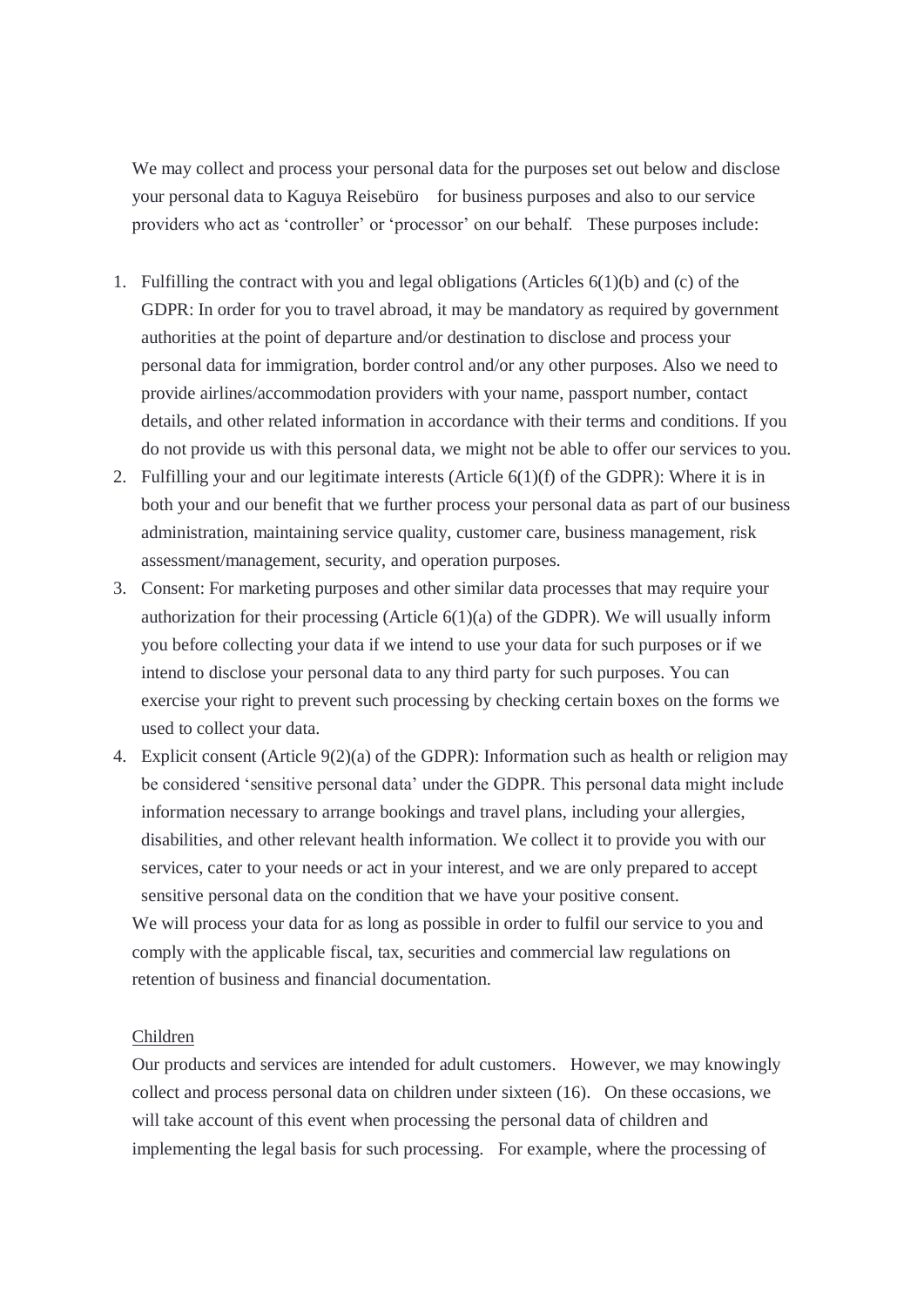We may collect and process your personal data for the purposes set out below and disclose your personal data to Kaguya Reisebüro for business purposes and also to our service providers who act as 'controller' or 'processor' on our behalf. These purposes include:

1. Fulfilling the contract with you and legal obligations (Articles 6(1)(b) and (c) of the GDPR: In order for you to travel abroad, it may be mandatory as required by government authorities at the point of departure and/or destination to disclose and process your personal data for immigration, border control and/or any other purposes. Also we need to provide airlines/accommodation providers with your name, passport number, contact details, and other related information in accordance with their terms and conditions. If you do not provide us with this personal data, we might not be able to offer our services to you.
2. Fulfilling your and our legitimate interests (Article 6(1)(f) of the GDPR): Where it is in both your and our benefit that we further process your personal data as part of our business administration, maintaining service quality, customer care, business management, risk assessment/management, security, and operation purposes.
3. Consent: For marketing purposes and other similar data processes that may require your authorization for their processing (Article 6(1)(a) of the GDPR). We will usually inform you before collecting your data if we intend to use your data for such purposes or if we intend to disclose your personal data to any third party for such purposes. You can exercise your right to prevent such processing by checking certain boxes on the forms we used to collect your data.
4. Explicit consent (Article 9(2)(a) of the GDPR): Information such as health or religion may be considered 'sensitive personal data' under the GDPR. This personal data might include information necessary to arrange bookings and travel plans, including your allergies, disabilities, and other relevant health information. We collect it to provide you with our services, cater to your needs or act in your interest, and we are only prepared to accept sensitive personal data on the condition that we have your positive consent.

We will process your data for as long as possible in order to fulfil our service to you and comply with the applicable fiscal, tax, securities and commercial law regulations on retention of business and financial documentation.

<u>Children</u>

Our products and services are intended for adult customers. However, we may knowingly collect and process personal data on children under sixteen (16). On these occasions, we will take account of this event when processing the personal data of children and implementing the legal basis for such processing. For example, where the processing of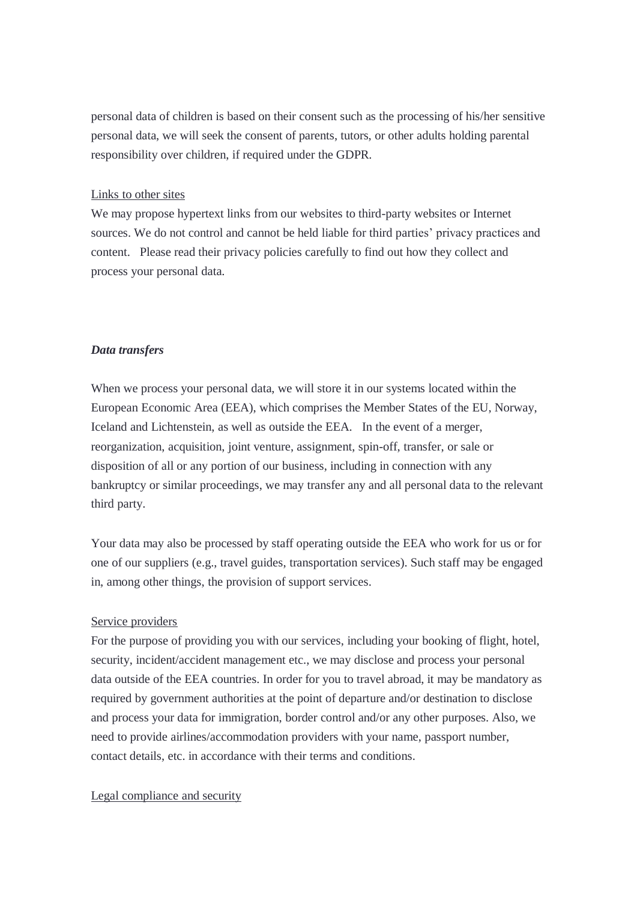personal data of children is based on their consent such as the processing of his/her sensitive personal data, we will seek the consent of parents, tutors, or other adults holding parental responsibility over children, if required under the GDPR.

Links to other sites

We may propose hypertext links from our websites to third-party websites or Internet sources. We do not control and cannot be held liable for third parties' privacy practices and content. Please read their privacy policies carefully to find out how they collect and process your personal data.

***Data transfers***

When we process your personal data, we will store it in our systems located within the European Economic Area (EEA), which comprises the Member States of the EU, Norway, Iceland and Lichtenstein, as well as outside the EEA. In the event of a merger, reorganization, acquisition, joint venture, assignment, spin-off, transfer, or sale or disposition of all or any portion of our business, including in connection with any bankruptcy or similar proceedings, we may transfer any and all personal data to the relevant third party.

Your data may also be processed by staff operating outside the EEA who work for us or for one of our suppliers (e.g., travel guides, transportation services). Such staff may be engaged in, among other things, the provision of support services.

Service providers

For the purpose of providing you with our services, including your booking of flight, hotel, security, incident/accident management etc., we may disclose and process your personal data outside of the EEA countries. In order for you to travel abroad, it may be mandatory as required by government authorities at the point of departure and/or destination to disclose and process your data for immigration, border control and/or any other purposes. Also, we need to provide airlines/accommodation providers with your name, passport number, contact details, etc. in accordance with their terms and conditions.

Legal compliance and security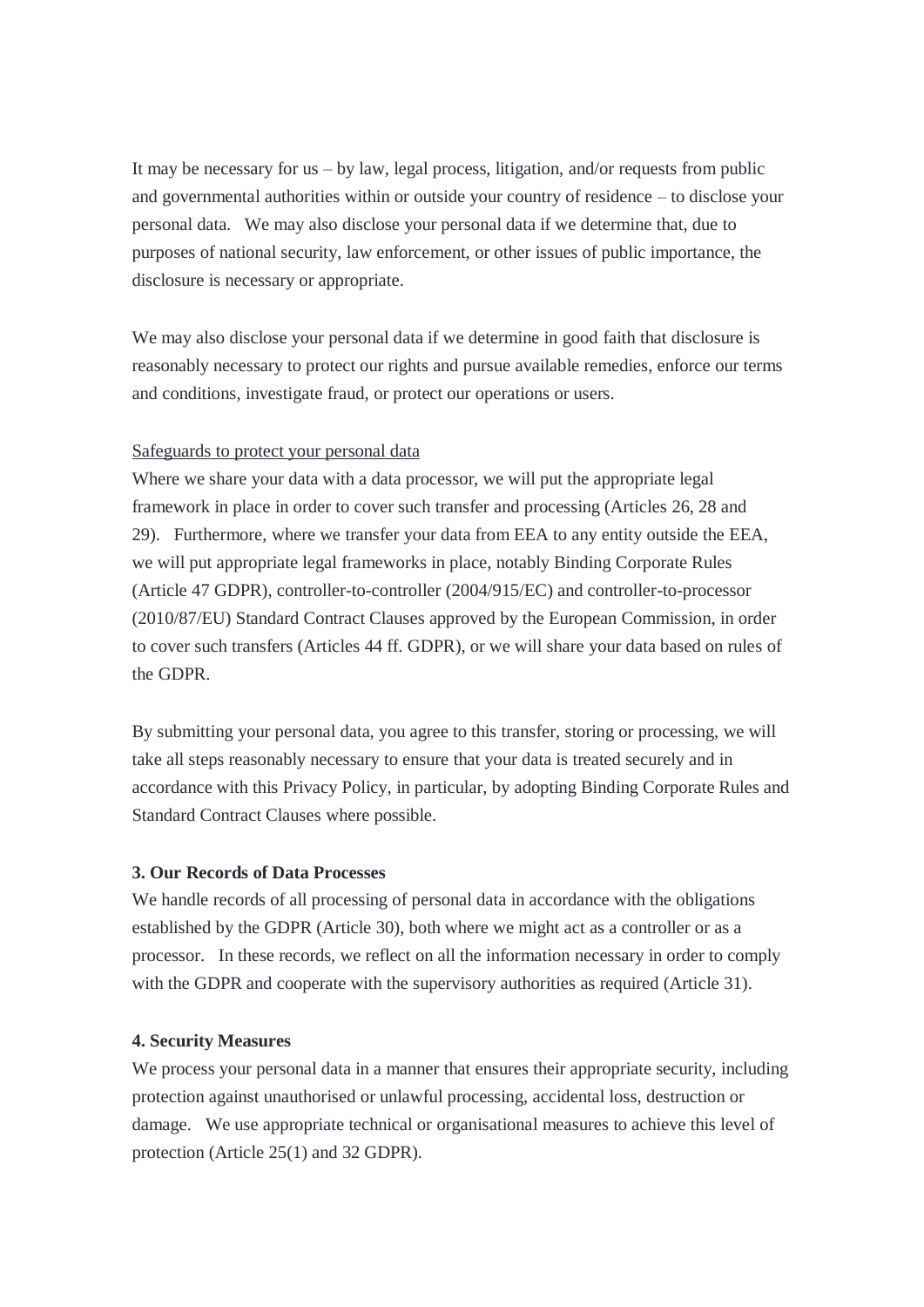It may be necessary for us – by law, legal process, litigation, and/or requests from public and governmental authorities within or outside your country of residence – to disclose your personal data. We may also disclose your personal data if we determine that, due to purposes of national security, law enforcement, or other issues of public importance, the disclosure is necessary or appropriate.

We may also disclose your personal data if we determine in good faith that disclosure is reasonably necessary to protect our rights and pursue available remedies, enforce our terms and conditions, investigate fraud, or protect our operations or users.

<u>Safeguards to protect your personal data</u>

Where we share your data with a data processor, we will put the appropriate legal framework in place in order to cover such transfer and processing (Articles 26, 28 and 29). Furthermore, where we transfer your data from EEA to any entity outside the EEA, we will put appropriate legal frameworks in place, notably Binding Corporate Rules (Article 47 GDPR), controller-to-controller (2004/915/EC) and controller-to-processor (2010/87/EU) Standard Contract Clauses approved by the European Commission, in order to cover such transfers (Articles 44 ff. GDPR), or we will share your data based on rules of the GDPR.

By submitting your personal data, you agree to this transfer, storing or processing, we will take all steps reasonably necessary to ensure that your data is treated securely and in accordance with this Privacy Policy, in particular, by adopting Binding Corporate Rules and Standard Contract Clauses where possible.

**3. Our Records of Data Processes**

We handle records of all processing of personal data in accordance with the obligations established by the GDPR (Article 30), both where we might act as a controller or as a processor. In these records, we reflect on all the information necessary in order to comply with the GDPR and cooperate with the supervisory authorities as required (Article 31).

**4. Security Measures**

We process your personal data in a manner that ensures their appropriate security, including protection against unauthorised or unlawful processing, accidental loss, destruction or damage. We use appropriate technical or organisational measures to achieve this level of protection (Article 25(1) and 32 GDPR).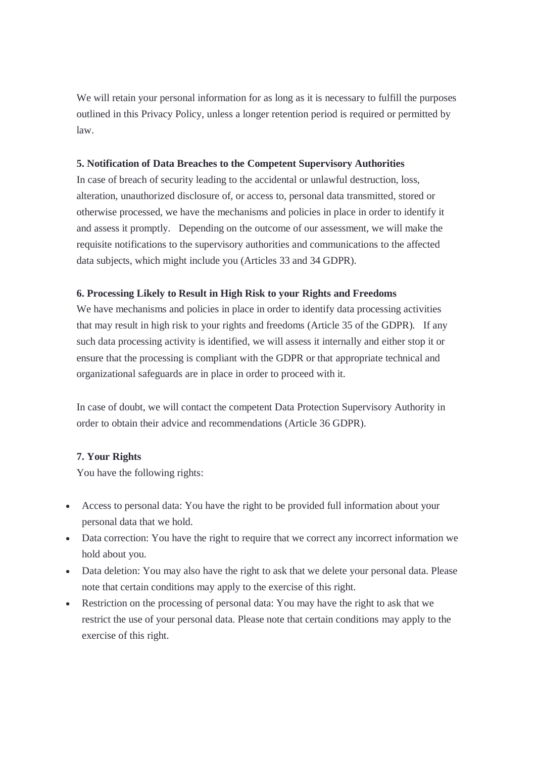We will retain your personal information for as long as it is necessary to fulfill the purposes outlined in this Privacy Policy, unless a longer retention period is required or permitted by law.

**5. Notification of Data Breaches to the Competent Supervisory Authorities**

In case of breach of security leading to the accidental or unlawful destruction, loss, alteration, unauthorized disclosure of, or access to, personal data transmitted, stored or otherwise processed, we have the mechanisms and policies in place in order to identify it and assess it promptly. Depending on the outcome of our assessment, we will make the requisite notifications to the supervisory authorities and communications to the affected data subjects, which might include you (Articles 33 and 34 GDPR).

**6. Processing Likely to Result in High Risk to your Rights and Freedoms**

We have mechanisms and policies in place in order to identify data processing activities that may result in high risk to your rights and freedoms (Article 35 of the GDPR). If any such data processing activity is identified, we will assess it internally and either stop it or ensure that the processing is compliant with the GDPR or that appropriate technical and organizational safeguards are in place in order to proceed with it.

In case of doubt, we will contact the competent Data Protection Supervisory Authority in order to obtain their advice and recommendations (Article 36 GDPR).

**7. Your Rights**

You have the following rights:

- Access to personal data: You have the right to be provided full information about your personal data that we hold.
- Data correction: You have the right to require that we correct any incorrect information we hold about you.
- Data deletion: You may also have the right to ask that we delete your personal data. Please note that certain conditions may apply to the exercise of this right.
- Restriction on the processing of personal data: You may have the right to ask that we restrict the use of your personal data. Please note that certain conditions may apply to the exercise of this right.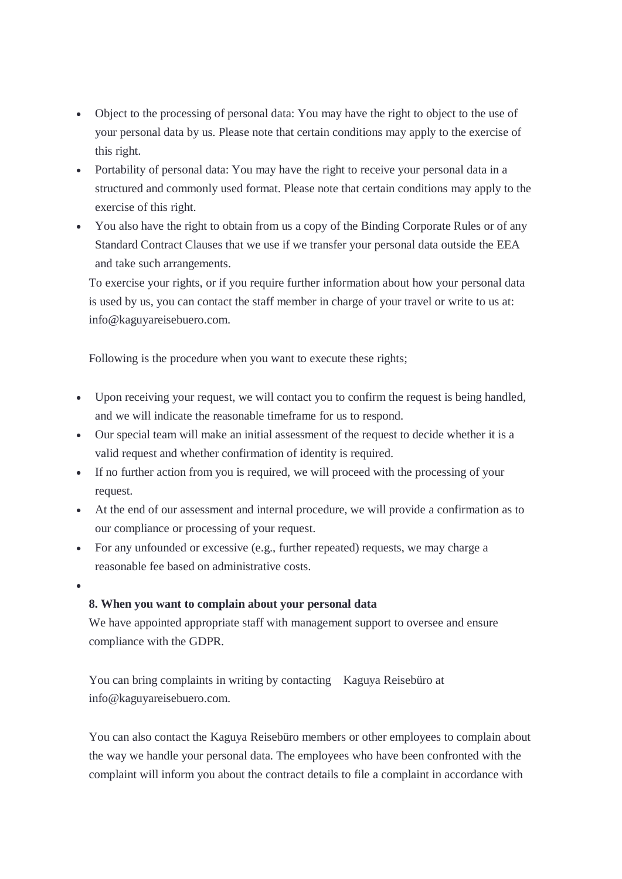- Object to the processing of personal data: You may have the right to object to the use of your personal data by us. Please note that certain conditions may apply to the exercise of this right.
- Portability of personal data: You may have the right to receive your personal data in a structured and commonly used format. Please note that certain conditions may apply to the exercise of this right.
- You also have the right to obtain from us a copy of the Binding Corporate Rules or of any Standard Contract Clauses that we use if we transfer your personal data outside the EEA and take such arrangements.

To exercise your rights, or if you require further information about how your personal data is used by us, you can contact the staff member in charge of your travel or write to us at: info@kaguyareisebuero.com.

Following is the procedure when you want to execute these rights;

- Upon receiving your request, we will contact you to confirm the request is being handled, and we will indicate the reasonable timeframe for us to respond.
- Our special team will make an initial assessment of the request to decide whether it is a valid request and whether confirmation of identity is required.
- If no further action from you is required, we will proceed with the processing of your request.
- At the end of our assessment and internal procedure, we will provide a confirmation as to our compliance or processing of your request.
- For any unfounded or excessive (e.g., further repeated) requests, we may charge a reasonable fee based on administrative costs.

**8. When you want to complain about your personal data**

We have appointed appropriate staff with management support to oversee and ensure compliance with the GDPR.

You can bring complaints in writing by contacting Kaguya Reisebüro at info@kaguyareisebuero.com.

You can also contact the Kaguya Reisebüro members or other employees to complain about the way we handle your personal data. The employees who have been confronted with the complaint will inform you about the contract details to file a complaint in accordance with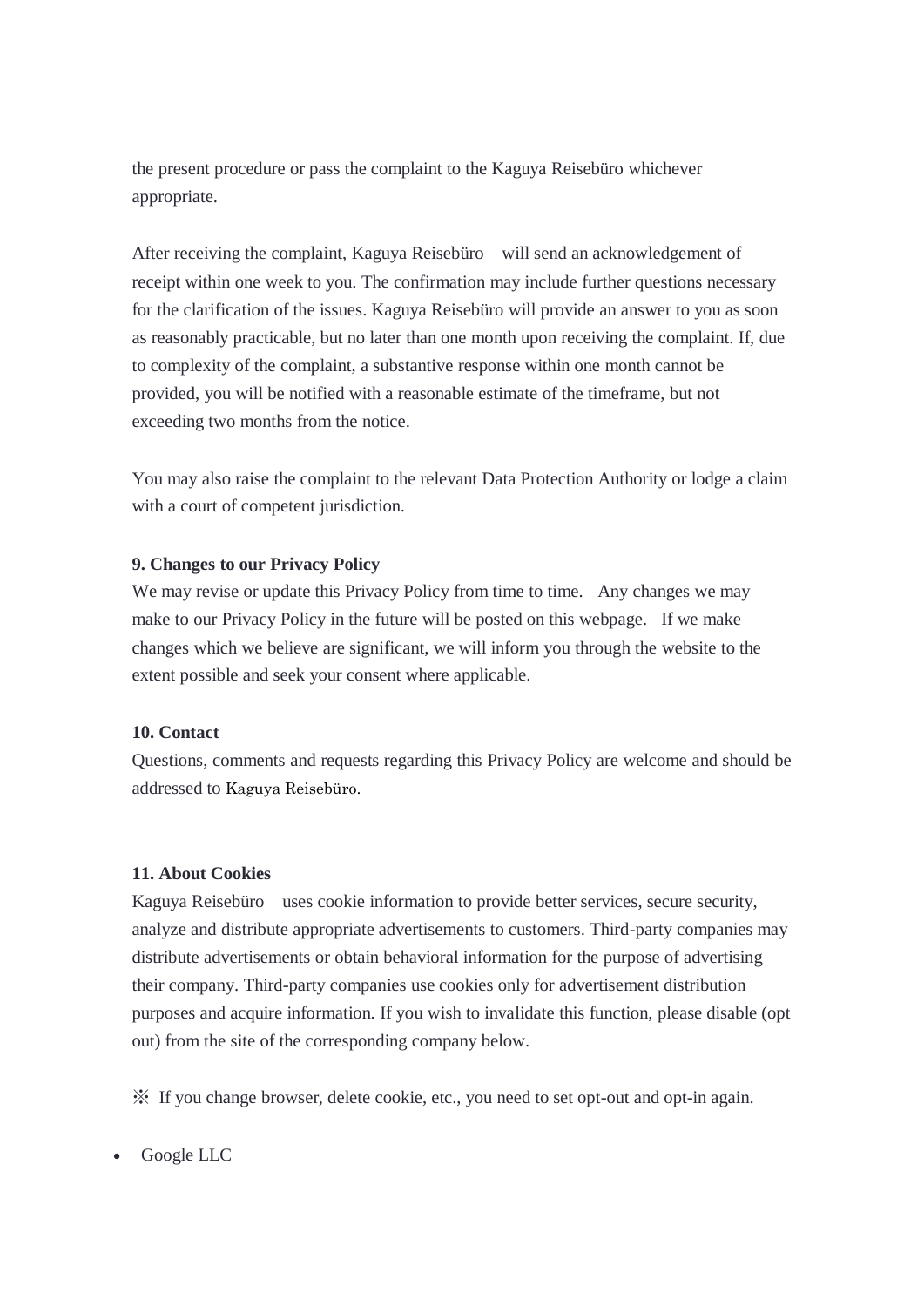the present procedure or pass the complaint to the Kaguya Reisebüro whichever appropriate.

After receiving the complaint, Kaguya Reisebüro will send an acknowledgement of receipt within one week to you. The confirmation may include further questions necessary for the clarification of the issues. Kaguya Reisebüro will provide an answer to you as soon as reasonably practicable, but no later than one month upon receiving the complaint. If, due to complexity of the complaint, a substantive response within one month cannot be provided, you will be notified with a reasonable estimate of the timeframe, but not exceeding two months from the notice.

You may also raise the complaint to the relevant Data Protection Authority or lodge a claim with a court of competent jurisdiction.

**9. Changes to our Privacy Policy**

We may revise or update this Privacy Policy from time to time. Any changes we may make to our Privacy Policy in the future will be posted on this webpage. If we make changes which we believe are significant, we will inform you through the website to the extent possible and seek your consent where applicable.

**10. Contact**

Questions, comments and requests regarding this Privacy Policy are welcome and should be addressed to Kaguya Reisebüro.

**11. About Cookies**

Kaguya Reisebüro uses cookie information to provide better services, secure security, analyze and distribute appropriate advertisements to customers. Third-party companies may distribute advertisements or obtain behavioral information for the purpose of advertising their company. Third-party companies use cookies only for advertisement distribution purposes and acquire information. If you wish to invalidate this function, please disable (opt out) from the site of the corresponding company below.

※ If you change browser, delete cookie, etc., you need to set opt-out and opt-in again.

- Google LLC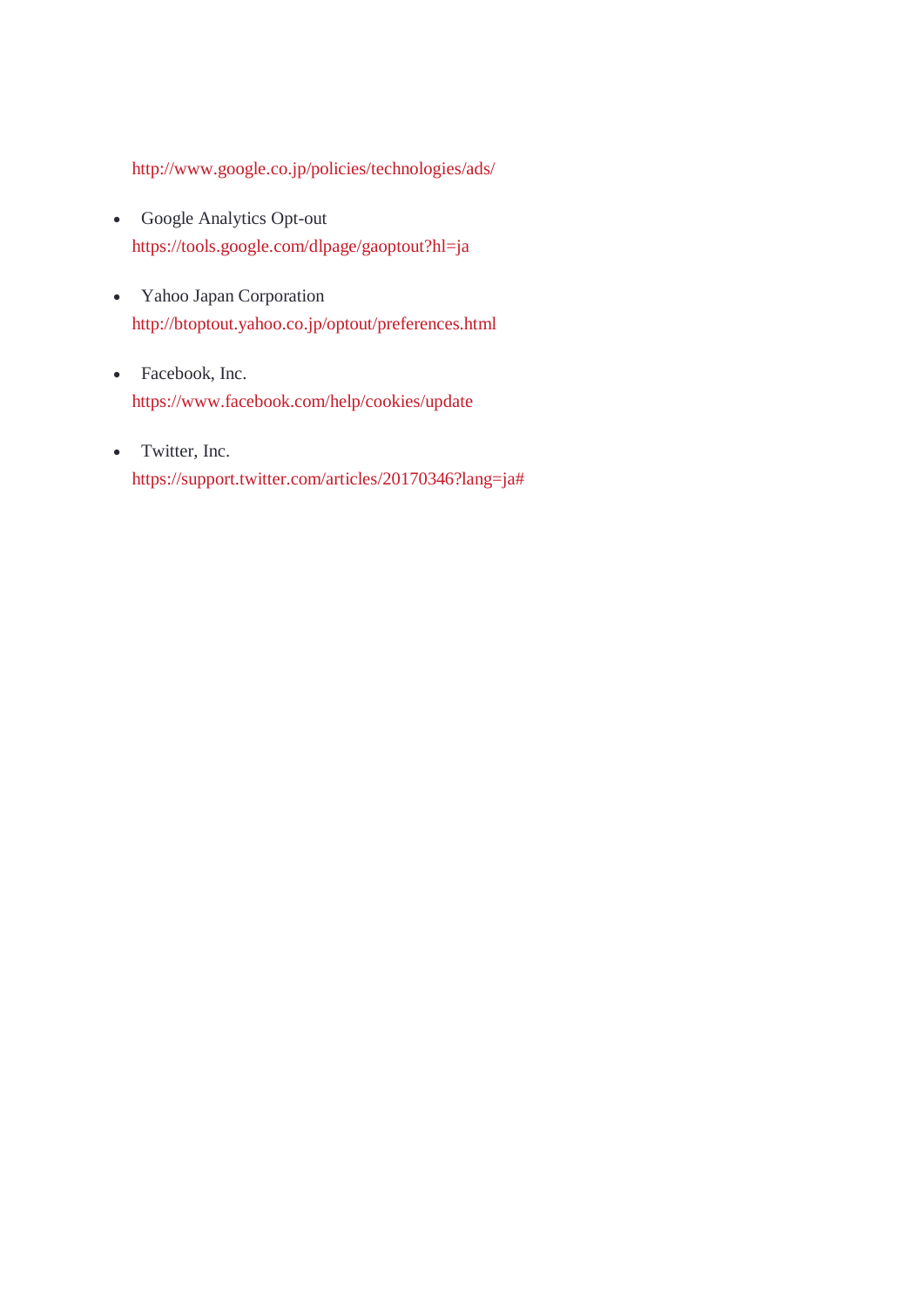http://www.google.co.jp/policies/technologies/ads/

- Google Analytics Opt-out
  https://tools.google.com/dlpage/gaoptout?hl=ja

- Yahoo Japan Corporation
  http://btoptout.yahoo.co.jp/optout/preferences.html

- Facebook, Inc.
  https://www.facebook.com/help/cookies/update

- Twitter, Inc.
  https://support.twitter.com/articles/20170346?lang=ja#